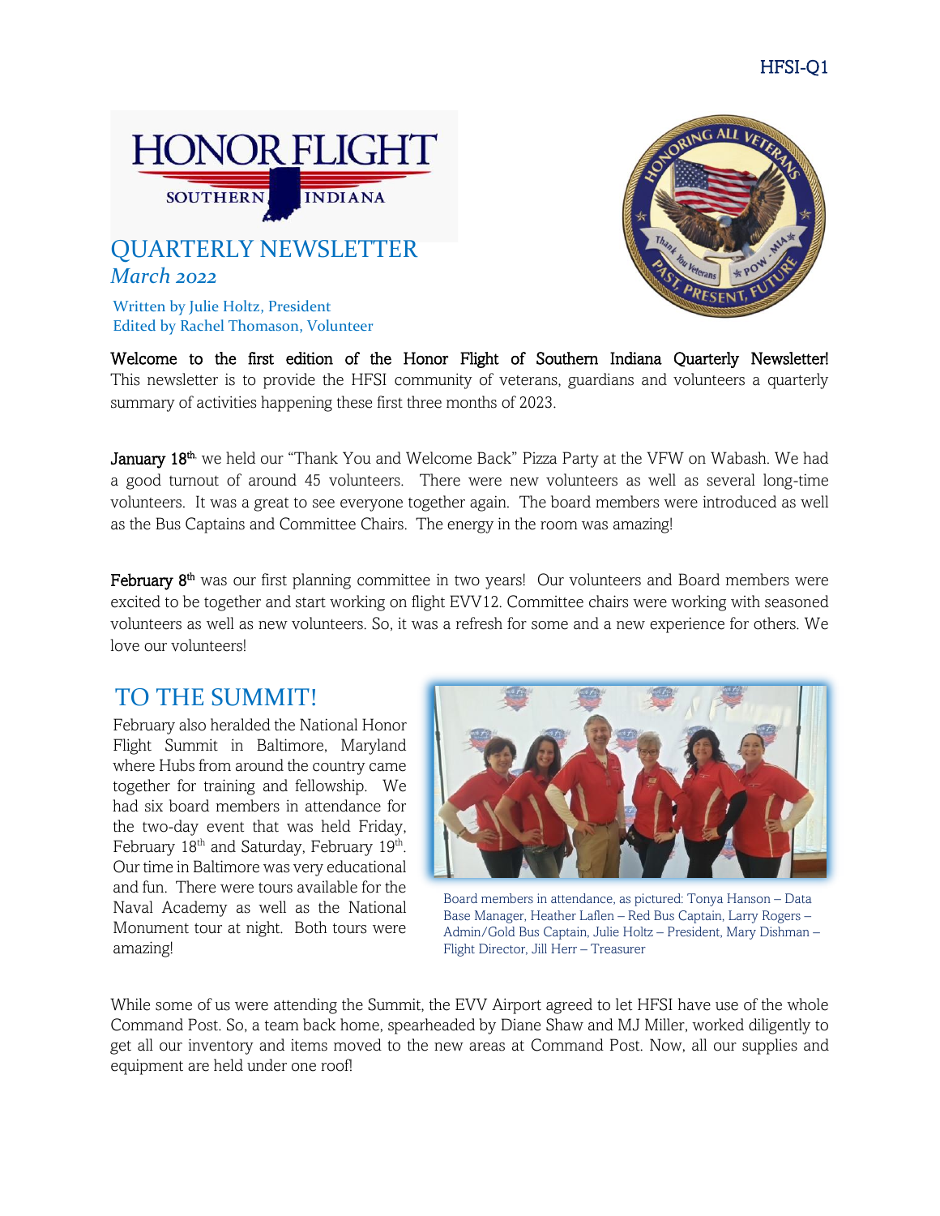HFSI-Q1

HONOR FLIGHT SOUTHERN INDIANA

# QUARTERLY NEWSLETTER

*March 2022*

Written by Julie Holtz, President
Edited by Rachel Thomason, Volunteer

**Welcome to the first edition of the Honor Flight of Southern Indiana Quarterly Newsletter!** This newsletter is to provide the HFSI community of veterans, guardians and volunteers a quarterly summary of activities happening these first three months of 2023.

**January 18th,** we held our "Thank You and Welcome Back" Pizza Party at the VFW on Wabash. We had a good turnout of around 45 volunteers. There were new volunteers as well as several long-time volunteers. It was a great to see everyone together again. The board members were introduced as well as the Bus Captains and Committee Chairs. The energy in the room was amazing!

**February 8th** was our first planning committee in two years! Our volunteers and Board members were excited to be together and start working on flight EVV12. Committee chairs were working with seasoned volunteers as well as new volunteers. So, it was a refresh for some and a new experience for others. We love our volunteers!

## TO THE SUMMIT!

February also heralded the National Honor Flight Summit in Baltimore, Maryland where Hubs from around the country came together for training and fellowship. We had six board members in attendance for the two-day event that was held Friday, February 18th and Saturday, February 19th. Our time in Baltimore was very educational and fun. There were tours available for the Naval Academy as well as the National Monument tour at night. Both tours were amazing!

Board members in attendance, as pictured: Tonya Hanson – Data Base Manager, Heather Laflen – Red Bus Captain, Larry Rogers – Admin/Gold Bus Captain, Julie Holtz – President, Mary Dishman – Flight Director, Jill Herr – Treasurer

While some of us were attending the Summit, the EVV Airport agreed to let HFSI have use of the whole Command Post. So, a team back home, spearheaded by Diane Shaw and MJ Miller, worked diligently to get all our inventory and items moved to the new areas at Command Post. Now, all our supplies and equipment are held under one roof!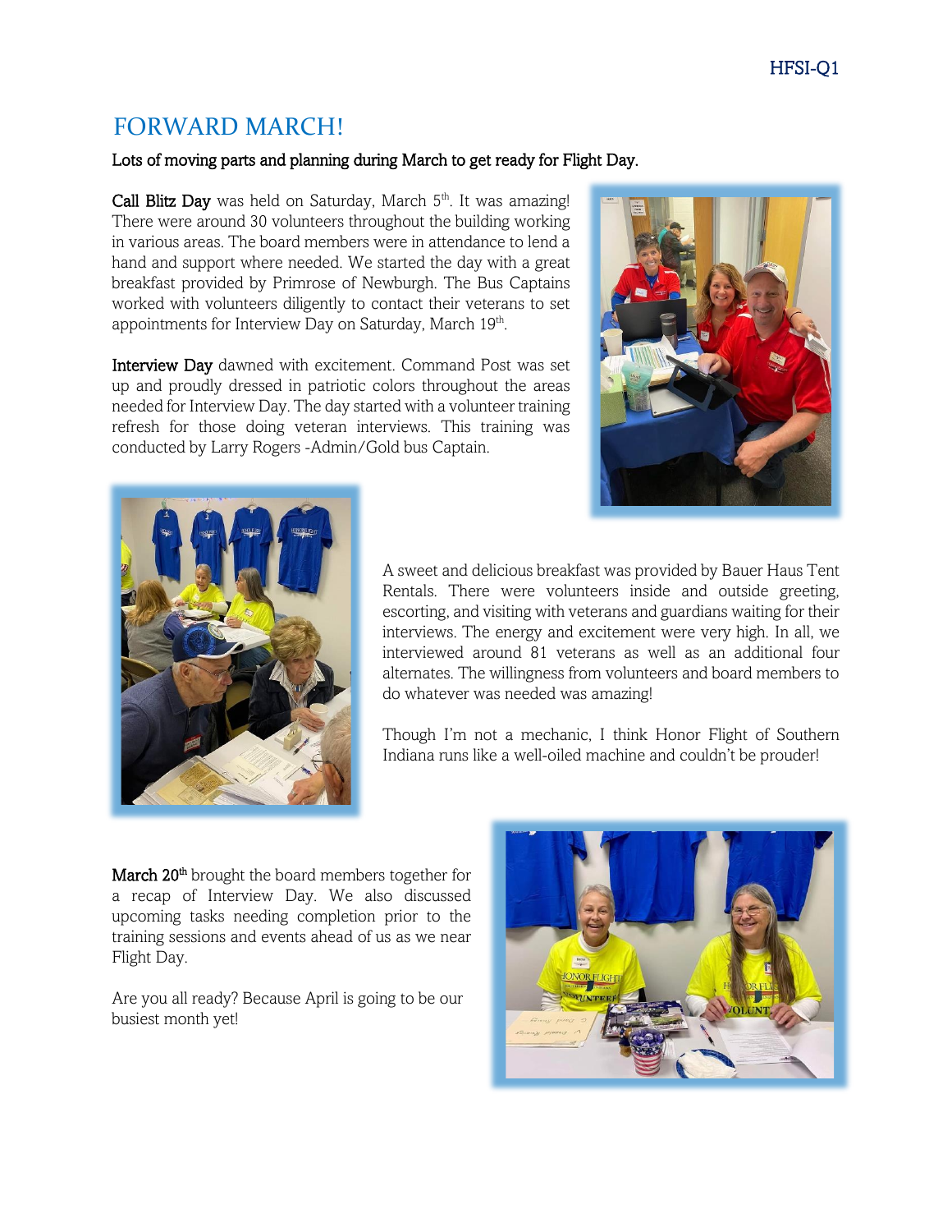# FORWARD MARCH!

**Lots of moving parts and planning during March to get ready for Flight Day.**

**Call Blitz Day** was held on Saturday, March 5th. It was amazing! There were around 30 volunteers throughout the building working in various areas. The board members were in attendance to lend a hand and support where needed. We started the day with a great breakfast provided by Primrose of Newburgh. The Bus Captains worked with volunteers diligently to contact their veterans to set appointments for Interview Day on Saturday, March 19th.

**Interview Day** dawned with excitement. Command Post was set up and proudly dressed in patriotic colors throughout the areas needed for Interview Day. The day started with a volunteer training refresh for those doing veteran interviews. This training was conducted by Larry Rogers -Admin/Gold bus Captain.

A sweet and delicious breakfast was provided by Bauer Haus Tent Rentals. There were volunteers inside and outside greeting, escorting, and visiting with veterans and guardians waiting for their interviews. The energy and excitement were very high. In all, we interviewed around 81 veterans as well as an additional four alternates. The willingness from volunteers and board members to do whatever was needed was amazing!

Though I'm not a mechanic, I think Honor Flight of Southern Indiana runs like a well-oiled machine and couldn't be prouder!

**March 20th** brought the board members together for a recap of Interview Day. We also discussed upcoming tasks needing completion prior to the training sessions and events ahead of us as we near Flight Day.

Are you all ready? Because April is going to be our busiest month yet!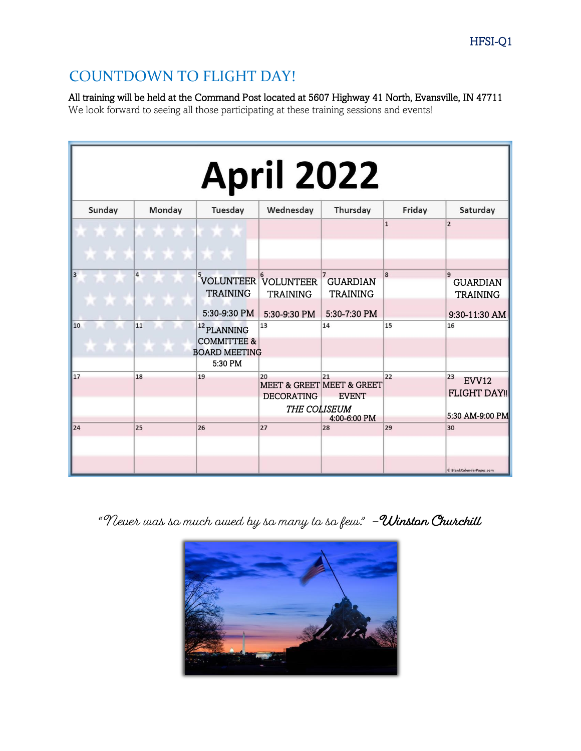# COUNTDOWN TO FLIGHT DAY!

All training will be held at the Command Post located at 5607 Highway 41 North, Evansville, IN 47711
We look forward to seeing all those participating at these training sessions and events!

## April 2022

| Sunday | Monday | Tuesday | Wednesday | Thursday | Friday | Saturday |
|---|---|---|---|---|---|---|
| | | | | | 1 | 2 |
| 3 | 4 | 5 VOLUNTEER TRAINING 5:30-9:30 PM | 6 VOLUNTEER TRAINING 5:30-9:30 PM | 7 GUARDIAN TRAINING 5:30-7:30 PM | 8 | 9 GUARDIAN TRAINING 9:30-11:30 AM |
| 10 | 11 | 12 PLANNING COMMITTEE & BOARD MEETING 5:30 PM | 13 | 14 | 15 | 16 |
| 17 | 18 | 19 | 20 MEET & GREET DECORATING *THE COLISEUM* | 21 MEET & GREET EVENT 4:00-6:00 PM | 22 | 23 EVV12 FLIGHT DAY!! 5:30 AM-9:00 PM |
| 24 | 25 | 26 | 27 | 28 | 29 | 30 |

© BlankCalendarPages.com

*"Never was so much owed by so many to so few."* – ***Winston Churchill***